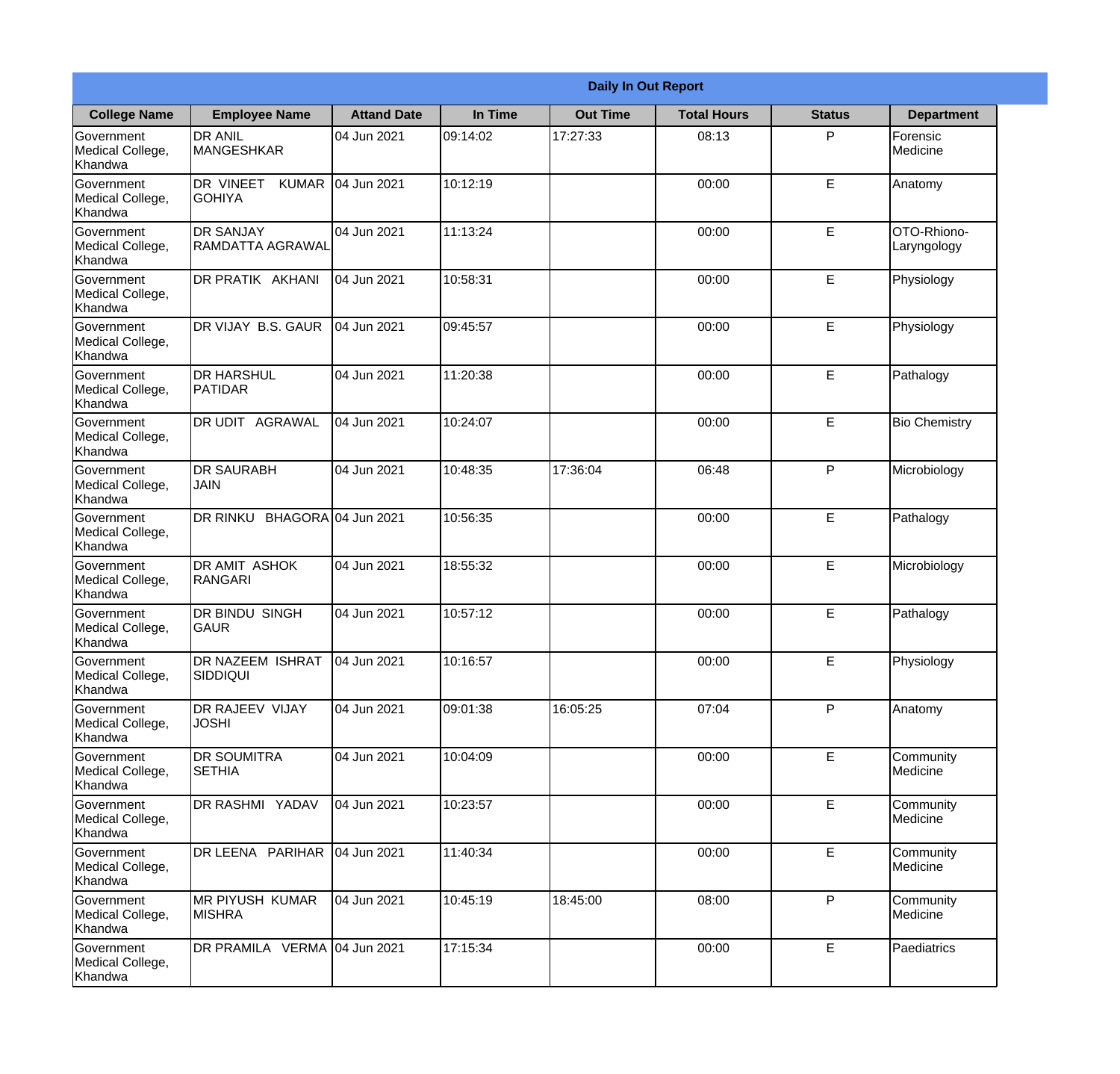| Daily In Out Report | | | | | | | |
|---|---|---|---|---|---|---|---|
| **College Name** | **Employee Name** | **Attand Date** | **In Time** | **Out Time** | **Total Hours** | **Status** | **Department** |
| Government Medical College, Khandwa | DR ANIL MANGESHKAR | 04 Jun 2021 | 09:14:02 | 17:27:33 | 08:13 | P | Forensic Medicine |
| Government Medical College, Khandwa | DR VINEET KUMAR GOHIYA | 04 Jun 2021 | 10:12:19 | | 00:00 | E | Anatomy |
| Government Medical College, Khandwa | DR SANJAY RAMDATTA AGRAWAL | 04 Jun 2021 | 11:13:24 | | 00:00 | E | OTO-Rhiono-Laryngology |
| Government Medical College, Khandwa | DR PRATIK AKHANI | 04 Jun 2021 | 10:58:31 | | 00:00 | E | Physiology |
| Government Medical College, Khandwa | DR VIJAY B.S. GAUR | 04 Jun 2021 | 09:45:57 | | 00:00 | E | Physiology |
| Government Medical College, Khandwa | DR HARSHUL PATIDAR | 04 Jun 2021 | 11:20:38 | | 00:00 | E | Pathalogy |
| Government Medical College, Khandwa | DR UDIT AGRAWAL | 04 Jun 2021 | 10:24:07 | | 00:00 | E | Bio Chemistry |
| Government Medical College, Khandwa | DR SAURABH JAIN | 04 Jun 2021 | 10:48:35 | 17:36:04 | 06:48 | P | Microbiology |
| Government Medical College, Khandwa | DR RINKU BHAGORA | 04 Jun 2021 | 10:56:35 | | 00:00 | E | Pathalogy |
| Government Medical College, Khandwa | DR AMIT ASHOK RANGARI | 04 Jun 2021 | 18:55:32 | | 00:00 | E | Microbiology |
| Government Medical College, Khandwa | DR BINDU SINGH GAUR | 04 Jun 2021 | 10:57:12 | | 00:00 | E | Pathalogy |
| Government Medical College, Khandwa | DR NAZEEM ISHRAT SIDDIQUI | 04 Jun 2021 | 10:16:57 | | 00:00 | E | Physiology |
| Government Medical College, Khandwa | DR RAJEEV VIJAY JOSHI | 04 Jun 2021 | 09:01:38 | 16:05:25 | 07:04 | P | Anatomy |
| Government Medical College, Khandwa | DR SOUMITRA SETHIA | 04 Jun 2021 | 10:04:09 | | 00:00 | E | Community Medicine |
| Government Medical College, Khandwa | DR RASHMI YADAV | 04 Jun 2021 | 10:23:57 | | 00:00 | E | Community Medicine |
| Government Medical College, Khandwa | DR LEENA PARIHAR | 04 Jun 2021 | 11:40:34 | | 00:00 | E | Community Medicine |
| Government Medical College, Khandwa | MR PIYUSH KUMAR MISHRA | 04 Jun 2021 | 10:45:19 | 18:45:00 | 08:00 | P | Community Medicine |
| Government Medical College, Khandwa | DR PRAMILA VERMA | 04 Jun 2021 | 17:15:34 | | 00:00 | E | Paediatrics |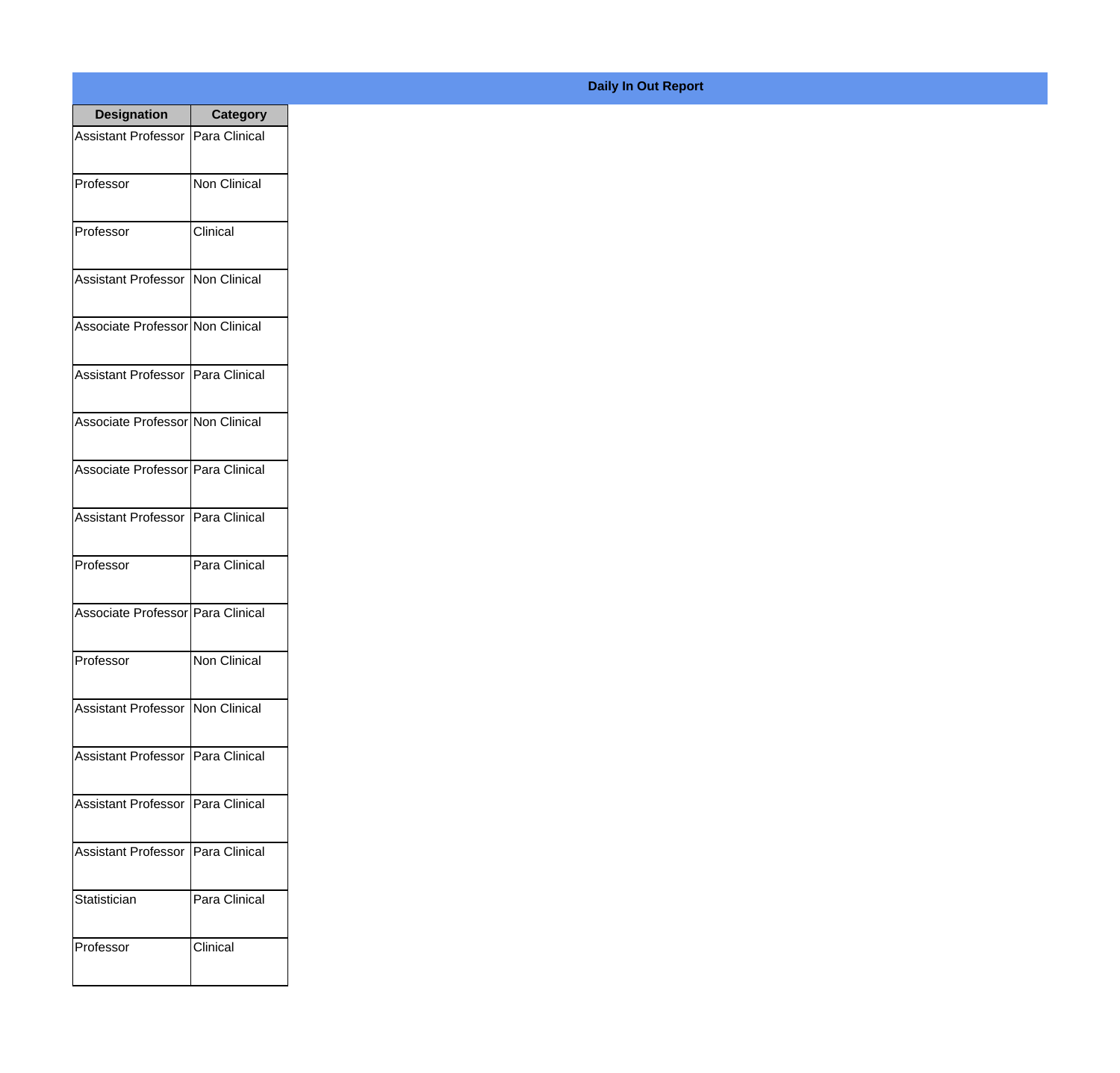**Daily In Out Report**

| Designation | Category |
|---|---|
| Assistant Professor | Para Clinical |
| Professor | Non Clinical |
| Professor | Clinical |
| Assistant Professor | Non Clinical |
| Associate Professor | Non Clinical |
| Assistant Professor | Para Clinical |
| Associate Professor | Non Clinical |
| Associate Professor | Para Clinical |
| Assistant Professor | Para Clinical |
| Professor | Para Clinical |
| Associate Professor | Para Clinical |
| Professor | Non Clinical |
| Assistant Professor | Non Clinical |
| Assistant Professor | Para Clinical |
| Assistant Professor | Para Clinical |
| Assistant Professor | Para Clinical |
| Statistician | Para Clinical |
| Professor | Clinical |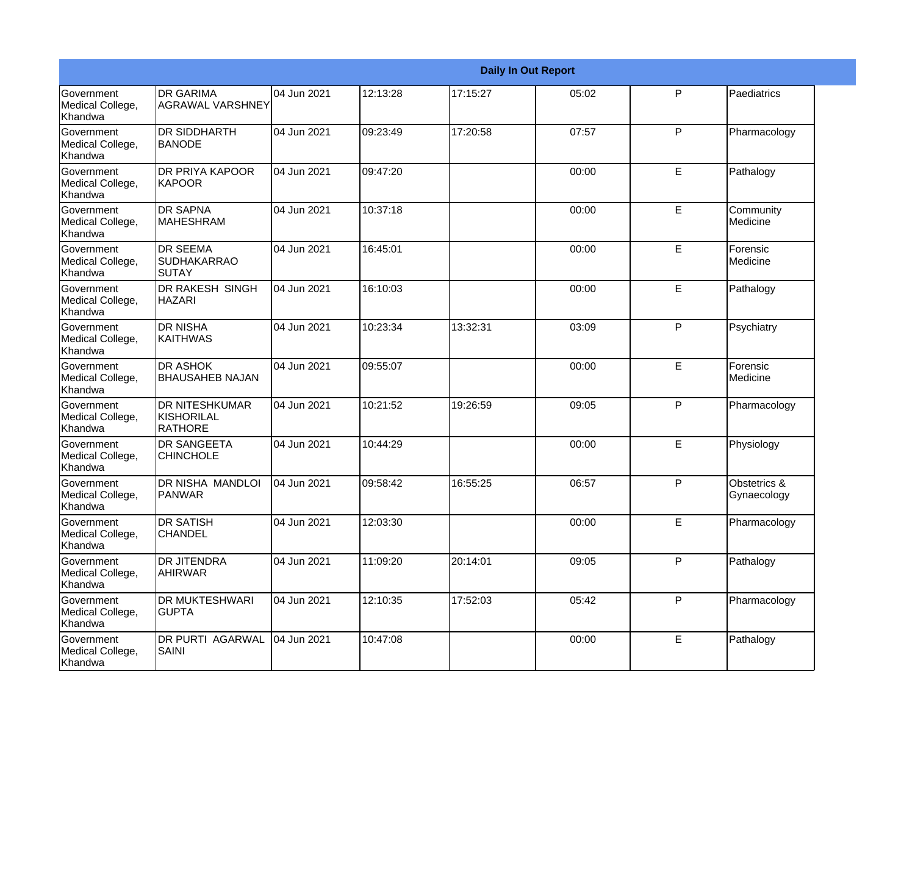| Daily In Out Report | | | | | | | |
|---|---|---|---|---|---|---|---|
| Government Medical College, Khandwa | DR GARIMA AGRAWAL VARSHNEY | 04 Jun 2021 | 12:13:28 | 17:15:27 | 05:02 | P | Paediatrics |
| Government Medical College, Khandwa | DR SIDDHARTH BANODE | 04 Jun 2021 | 09:23:49 | 17:20:58 | 07:57 | P | Pharmacology |
| Government Medical College, Khandwa | DR PRIYA KAPOOR KAPOOR | 04 Jun 2021 | 09:47:20 | | 00:00 | E | Pathalogy |
| Government Medical College, Khandwa | DR SAPNA MAHESHRAM | 04 Jun 2021 | 10:37:18 | | 00:00 | E | Community Medicine |
| Government Medical College, Khandwa | DR SEEMA SUDHAKARRAO SUTAY | 04 Jun 2021 | 16:45:01 | | 00:00 | E | Forensic Medicine |
| Government Medical College, Khandwa | DR RAKESH SINGH HAZARI | 04 Jun 2021 | 16:10:03 | | 00:00 | E | Pathalogy |
| Government Medical College, Khandwa | DR NISHA KAITHWAS | 04 Jun 2021 | 10:23:34 | 13:32:31 | 03:09 | P | Psychiatry |
| Government Medical College, Khandwa | DR ASHOK BHAUSAHEB NAJAN | 04 Jun 2021 | 09:55:07 | | 00:00 | E | Forensic Medicine |
| Government Medical College, Khandwa | DR NITESHKUMAR KISHORILAL RATHORE | 04 Jun 2021 | 10:21:52 | 19:26:59 | 09:05 | P | Pharmacology |
| Government Medical College, Khandwa | DR SANGEETA CHINCHOLE | 04 Jun 2021 | 10:44:29 | | 00:00 | E | Physiology |
| Government Medical College, Khandwa | DR NISHA MANDLOI PANWAR | 04 Jun 2021 | 09:58:42 | 16:55:25 | 06:57 | P | Obstetrics & Gynaecology |
| Government Medical College, Khandwa | DR SATISH CHANDEL | 04 Jun 2021 | 12:03:30 | | 00:00 | E | Pharmacology |
| Government Medical College, Khandwa | DR JITENDRA AHIRWAR | 04 Jun 2021 | 11:09:20 | 20:14:01 | 09:05 | P | Pathalogy |
| Government Medical College, Khandwa | DR MUKTESHWARI GUPTA | 04 Jun 2021 | 12:10:35 | 17:52:03 | 05:42 | P | Pharmacology |
| Government Medical College, Khandwa | DR PURTI AGARWAL SAINI | 04 Jun 2021 | 10:47:08 | | 00:00 | E | Pathalogy |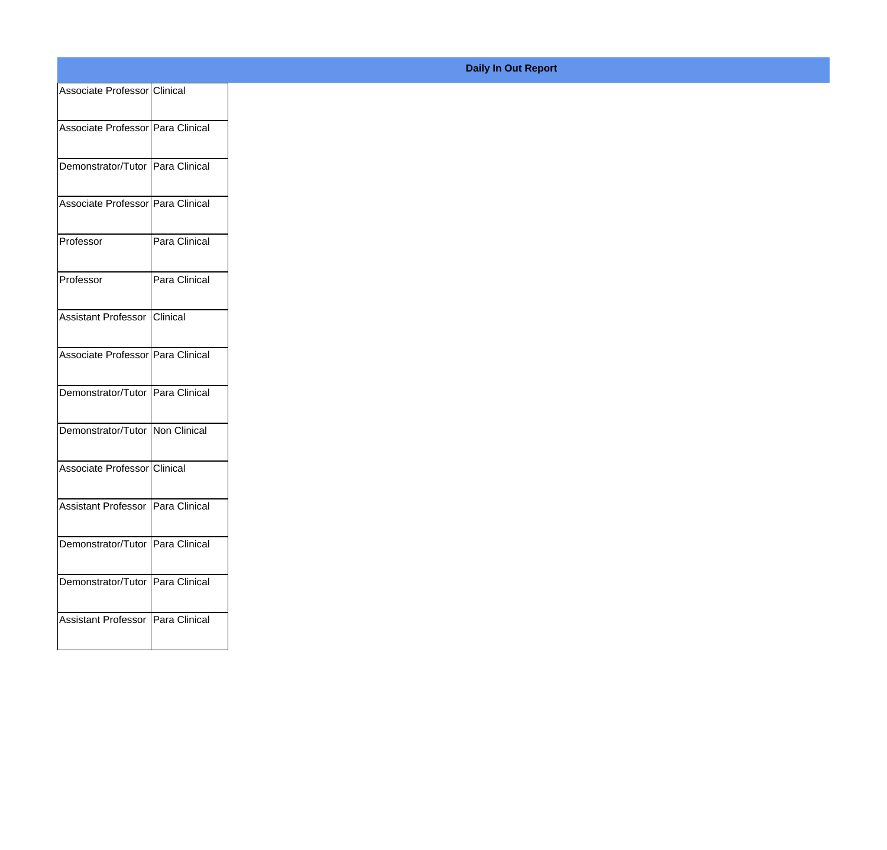**Daily In Out Report**

| | |
|---|---|
| Associate Professor | Clinical |
| Associate Professor | Para Clinical |
| Demonstrator/Tutor | Para Clinical |
| Associate Professor | Para Clinical |
| Professor | Para Clinical |
| Professor | Para Clinical |
| Assistant Professor | Clinical |
| Associate Professor | Para Clinical |
| Demonstrator/Tutor | Para Clinical |
| Demonstrator/Tutor | Non Clinical |
| Associate Professor | Clinical |
| Assistant Professor | Para Clinical |
| Demonstrator/Tutor | Para Clinical |
| Demonstrator/Tutor | Para Clinical |
| Assistant Professor | Para Clinical |